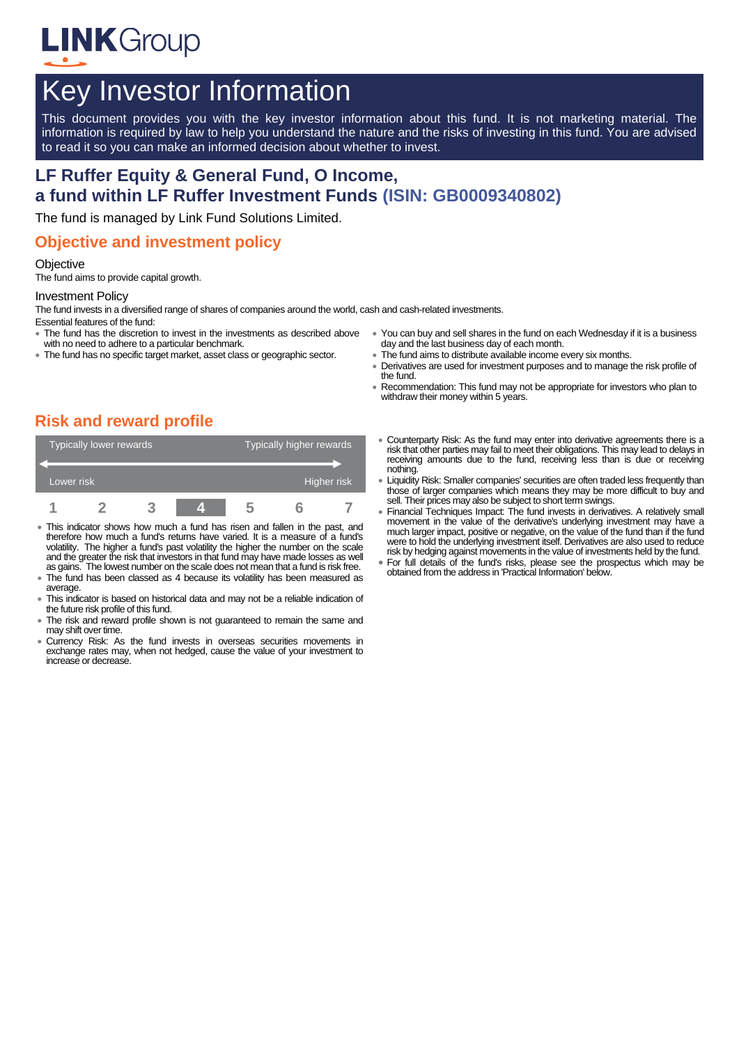LINK Group

# Key Investor Information

This document provides you with the key investor information about this fund. It is not marketing material. The information is required by law to help you understand the nature and the risks of investing in this fund. You are advised to read it so you can make an informed decision about whether to invest.

## LF Ruffer Equity & General Fund, O Income, a fund within LF Ruffer Investment Funds (ISIN: GB0009340802)

The fund is managed by Link Fund Solutions Limited.

## Objective and investment policy

### Objective

The fund aims to provide capital growth.

### Investment Policy

The fund invests in a diversified range of shares of companies around the world, cash and cash-related investments.

Essential features of the fund:

- The fund has the discretion to invest in the investments as described above with no need to adhere to a particular benchmark.
- The fund has no specific target market, asset class or geographic sector.
- You can buy and sell shares in the fund on each Wednesday if it is a business day and the last business day of each month.
- The fund aims to distribute available income every six months.
- Derivatives are used for investment purposes and to manage the risk profile of the fund.
- Recommendation: This fund may not be appropriate for investors who plan to withdraw their money within 5 years.

## Risk and reward profile

| Typically lower rewards | | | | | | Typically higher rewards |
|---|---|---|---|---|---|---|
| Lower risk | | | | | | Higher risk |
| 1 | 2 | 3 | **4** | 5 | 6 | 7 |

- This indicator shows how much a fund has risen and fallen in the past, and therefore how much a fund's returns have varied. It is a measure of a fund's volatility. The higher a fund's past volatility the higher the number on the scale and the greater the risk that investors in that fund may have made losses as well as gains. The lowest number on the scale does not mean that a fund is risk free.
- The fund has been classed as 4 because its volatility has been measured as average.
- This indicator is based on historical data and may not be a reliable indication of the future risk profile of this fund.
- The risk and reward profile shown is not guaranteed to remain the same and may shift over time.
- Currency Risk: As the fund invests in overseas securities movements in exchange rates may, when not hedged, cause the value of your investment to increase or decrease.
- Counterparty Risk: As the fund may enter into derivative agreements there is a risk that other parties may fail to meet their obligations. This may lead to delays in receiving amounts due to the fund, receiving less than is due or receiving nothing.
- Liquidity Risk: Smaller companies' securities are often traded less frequently than those of larger companies which means they may be more difficult to buy and sell. Their prices may also be subject to short term swings.
- Financial Techniques Impact: The fund invests in derivatives. A relatively small movement in the value of the derivative's underlying investment may have a much larger impact, positive or negative, on the value of the fund than if the fund were to hold the underlying investment itself. Derivatives are also used to reduce risk by hedging against movements in the value of investments held by the fund.
- For full details of the fund's risks, please see the prospectus which may be obtained from the address in 'Practical Information' below.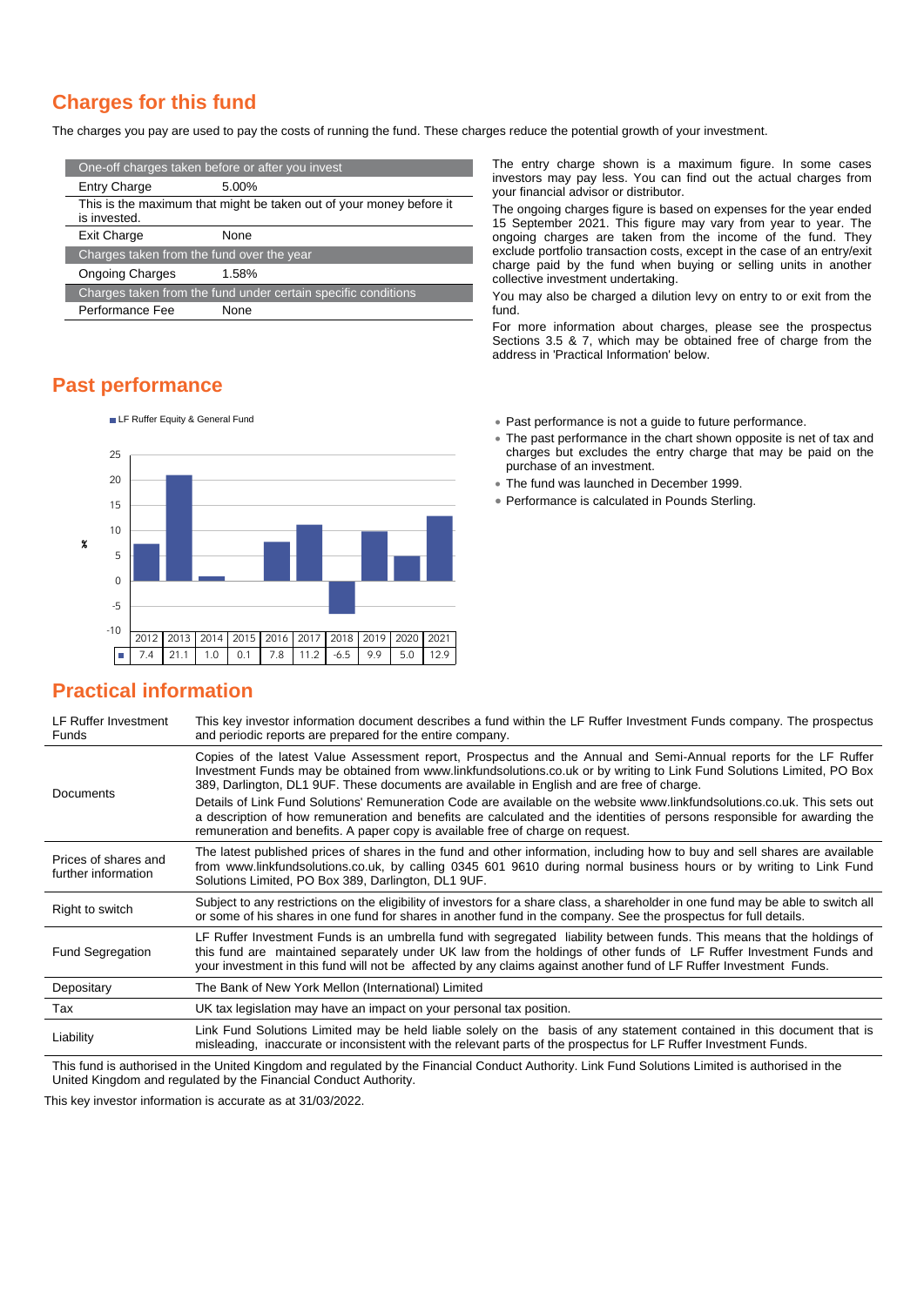## Charges for this fund

The charges you pay are used to pay the costs of running the fund. These charges reduce the potential growth of your investment.

| One-off charges taken before or after you invest | |
|---|---|
| Entry Charge | 5.00% |
| This is the maximum that might be taken out of your money before it is invested. | |
| Exit Charge | None |
| **Charges taken from the fund over the year** | |
| Ongoing Charges | 1.58% |
| **Charges taken from the fund under certain specific conditions** | |
| Performance Fee | None |

The entry charge shown is a maximum figure. In some cases investors may pay less. You can find out the actual charges from your financial advisor or distributor.

The ongoing charges figure is based on expenses for the year ended 15 September 2021. This figure may vary from year to year. The ongoing charges are taken from the income of the fund. They exclude portfolio transaction costs, except in the case of an entry/exit charge paid by the fund when buying or selling units in another collective investment undertaking.

You may also be charged a dilution levy on entry to or exit from the fund.

For more information about charges, please see the prospectus Sections 3.5 & 7, which may be obtained free of charge from the address in 'Practical Information' below.

## Past performance

LF Ruffer Equity & General Fund

%

25
20
15
10
5
0
-5
-10

2012 2013 2014 2015 2016 2017 2018 2019 2020 2021

7.4 21.1 1.0 0.1 7.8 11.2 -6.5 9.9 5.0 12.9

- Past performance is not a guide to future performance.
- The past performance in the chart shown opposite is net of tax and charges but excludes the entry charge that may be paid on the purchase of an investment.
- The fund was launched in December 1999.
- Performance is calculated in Pounds Sterling.

## Practical information

| | |
|---|---|
| LF Ruffer Investment Funds | This key investor information document describes a fund within the LF Ruffer Investment Funds company. The prospectus and periodic reports are prepared for the entire company. |
| Documents | Copies of the latest Value Assessment report, Prospectus and the Annual and Semi-Annual reports for the LF Ruffer Investment Funds may be obtained from www.linkfundsolutions.co.uk or by writing to Link Fund Solutions Limited, PO Box 389, Darlington, DL1 9UF. These documents are available in English and are free of charge.<br>Details of Link Fund Solutions' Remuneration Code are available on the website www.linkfundsolutions.co.uk. This sets out a description of how remuneration and benefits are calculated and the identities of persons responsible for awarding the remuneration and benefits. A paper copy is available free of charge on request. |
| Prices of shares and further information | The latest published prices of shares in the fund and other information, including how to buy and sell shares are available from www.linkfundsolutions.co.uk, by calling 0345 601 9610 during normal business hours or by writing to Link Fund Solutions Limited, PO Box 389, Darlington, DL1 9UF. |
| Right to switch | Subject to any restrictions on the eligibility of investors for a share class, a shareholder in one fund may be able to switch all or some of his shares in one fund for shares in another fund in the company. See the prospectus for full details. |
| Fund Segregation | LF Ruffer Investment Funds is an umbrella fund with segregated liability between funds. This means that the holdings of this fund are maintained separately under UK law from the holdings of other funds of LF Ruffer Investment Funds and your investment in this fund will not be affected by any claims against another fund of LF Ruffer Investment Funds. |
| Depositary | The Bank of New York Mellon (International) Limited |
| Tax | UK tax legislation may have an impact on your personal tax position. |
| Liability | Link Fund Solutions Limited may be held liable solely on the basis of any statement contained in this document that is misleading, inaccurate or inconsistent with the relevant parts of the prospectus for LF Ruffer Investment Funds. |

This fund is authorised in the United Kingdom and regulated by the Financial Conduct Authority. Link Fund Solutions Limited is authorised in the United Kingdom and regulated by the Financial Conduct Authority.

This key investor information is accurate as at 31/03/2022.